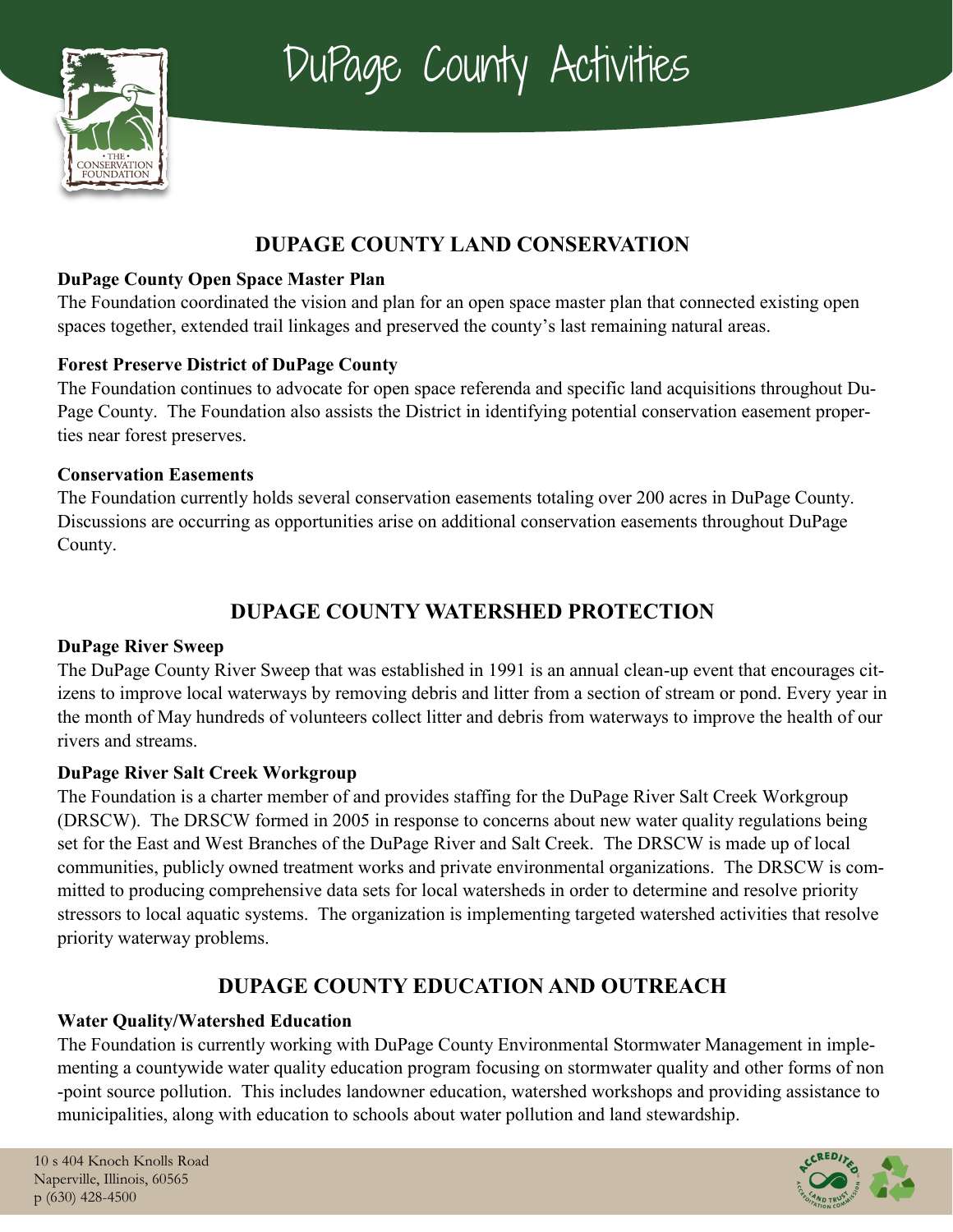# DuPage County Activities

## DUPAGE COUNTY LAND CONSERVATION

**DuPage County Open Space Master Plan**

The Foundation coordinated the vision and plan for an open space master plan that connected existing open spaces together, extended trail linkages and preserved the county's last remaining natural areas.

**Forest Preserve District of DuPage County**

The Foundation continues to advocate for open space referenda and specific land acquisitions throughout DuPage County. The Foundation also assists the District in identifying potential conservation easement properties near forest preserves.

**Conservation Easements**

The Foundation currently holds several conservation easements totaling over 200 acres in DuPage County. Discussions are occurring as opportunities arise on additional conservation easements throughout DuPage County.

## DUPAGE COUNTY WATERSHED PROTECTION

**DuPage River Sweep**

The DuPage County River Sweep that was established in 1991 is an annual clean-up event that encourages citizens to improve local waterways by removing debris and litter from a section of stream or pond. Every year in the month of May hundreds of volunteers collect litter and debris from waterways to improve the health of our rivers and streams.

**DuPage River Salt Creek Workgroup**

The Foundation is a charter member of and provides staffing for the DuPage River Salt Creek Workgroup (DRSCW). The DRSCW formed in 2005 in response to concerns about new water quality regulations being set for the East and West Branches of the DuPage River and Salt Creek. The DRSCW is made up of local communities, publicly owned treatment works and private environmental organizations. The DRSCW is committed to producing comprehensive data sets for local watersheds in order to determine and resolve priority stressors to local aquatic systems. The organization is implementing targeted watershed activities that resolve priority waterway problems.

## DUPAGE COUNTY EDUCATION AND OUTREACH

**Water Quality/Watershed Education**

The Foundation is currently working with DuPage County Environmental Stormwater Management in implementing a countywide water quality education program focusing on stormwater quality and other forms of non-point source pollution. This includes landowner education, watershed workshops and providing assistance to municipalities, along with education to schools about water pollution and land stewardship.

10 s 404 Knoch Knolls Road
Naperville, Illinois, 60565
p (630) 428-4500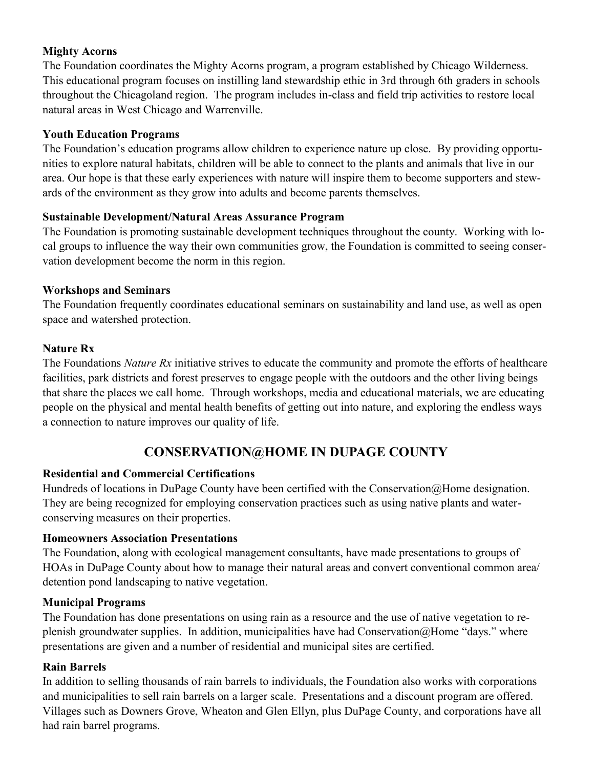**Mighty Acorns**

The Foundation coordinates the Mighty Acorns program, a program established by Chicago Wilderness. This educational program focuses on instilling land stewardship ethic in 3rd through 6th graders in schools throughout the Chicagoland region. The program includes in-class and field trip activities to restore local natural areas in West Chicago and Warrenville.

**Youth Education Programs**

The Foundation's education programs allow children to experience nature up close. By providing opportunities to explore natural habitats, children will be able to connect to the plants and animals that live in our area. Our hope is that these early experiences with nature will inspire them to become supporters and stewards of the environment as they grow into adults and become parents themselves.

**Sustainable Development/Natural Areas Assurance Program**

The Foundation is promoting sustainable development techniques throughout the county. Working with local groups to influence the way their own communities grow, the Foundation is committed to seeing conservation development become the norm in this region.

**Workshops and Seminars**

The Foundation frequently coordinates educational seminars on sustainability and land use, as well as open space and watershed protection.

**Nature Rx**

The Foundations *Nature Rx* initiative strives to educate the community and promote the efforts of healthcare facilities, park districts and forest preserves to engage people with the outdoors and the other living beings that share the places we call home. Through workshops, media and educational materials, we are educating people on the physical and mental health benefits of getting out into nature, and exploring the endless ways a connection to nature improves our quality of life.

## CONSERVATION@HOME IN DUPAGE COUNTY

**Residential and Commercial Certifications**

Hundreds of locations in DuPage County have been certified with the Conservation@Home designation. They are being recognized for employing conservation practices such as using native plants and water-conserving measures on their properties.

**Homeowners Association Presentations**

The Foundation, along with ecological management consultants, have made presentations to groups of HOAs in DuPage County about how to manage their natural areas and convert conventional common area/ detention pond landscaping to native vegetation.

**Municipal Programs**

The Foundation has done presentations on using rain as a resource and the use of native vegetation to replenish groundwater supplies. In addition, municipalities have had Conservation@Home "days." where presentations are given and a number of residential and municipal sites are certified.

**Rain Barrels**

In addition to selling thousands of rain barrels to individuals, the Foundation also works with corporations and municipalities to sell rain barrels on a larger scale. Presentations and a discount program are offered. Villages such as Downers Grove, Wheaton and Glen Ellyn, plus DuPage County, and corporations have all had rain barrel programs.